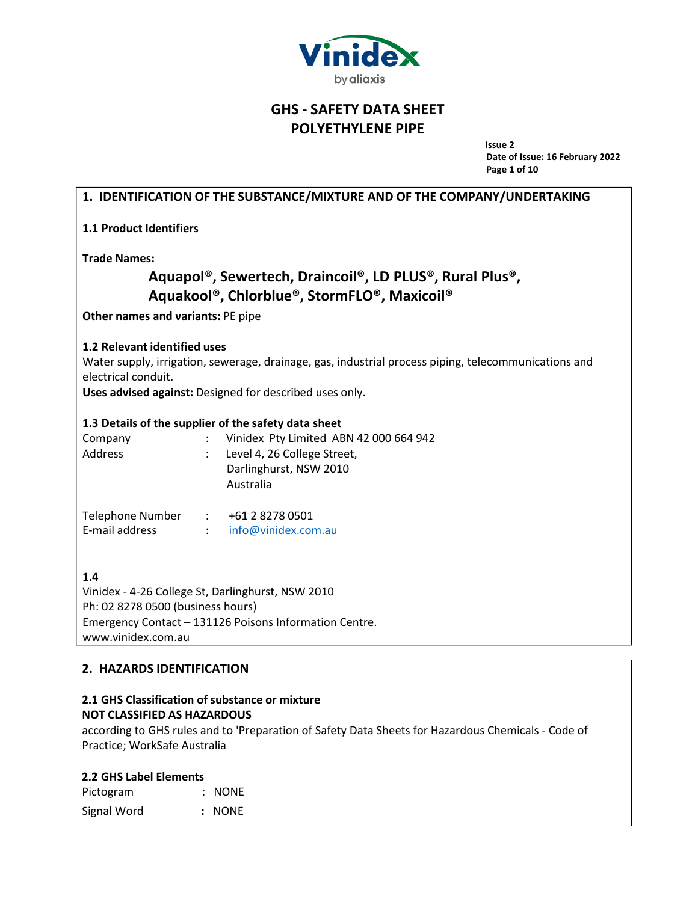# GHS - SAFETY DATA SHEET
# POLYETHYLENE PIPE

**Issue 2**
**Date of Issue: 16 February 2022**

## 1. IDENTIFICATION OF THE SUBSTANCE/MIXTURE AND OF THE COMPANY/UNDERTAKING

### 1.1 Product Identifiers

**Trade Names:**

**Aquapol®, Sewertech, Draincoil®, LD PLUS®, Rural Plus®, Aquakool®, Chlorblue®, StormFLO®, Maxicoil®**

**Other names and variants:** PE pipe

### 1.2 Relevant identified uses

Water supply, irrigation, sewerage, drainage, gas, industrial process piping, telecommunications and electrical conduit.

**Uses advised against:** Designed for described uses only.

### 1.3 Details of the supplier of the safety data sheet

| | | |
|---|---|---|
| Company | : | Vinidex Pty Limited ABN 42 000 664 942 |
| Address | : | Level 4, 26 College Street, Darlinghurst, NSW 2010 Australia |
| Telephone Number | : | +61 2 8278 0501 |
| E-mail address | : | info@vinidex.com.au |

### 1.4

Vinidex - 4-26 College St, Darlinghurst, NSW 2010
Ph: 02 8278 0500 (business hours)
Emergency Contact – 131126 Poisons Information Centre.
www.vinidex.com.au

## 2. HAZARDS IDENTIFICATION

### 2.1 GHS Classification of substance or mixture

**NOT CLASSIFIED AS HAZARDOUS**

according to GHS rules and to 'Preparation of Safety Data Sheets for Hazardous Chemicals - Code of Practice; WorkSafe Australia

### 2.2 GHS Label Elements

| | | |
|---|---|---|
| Pictogram | : | NONE |
| Signal Word | : | NONE |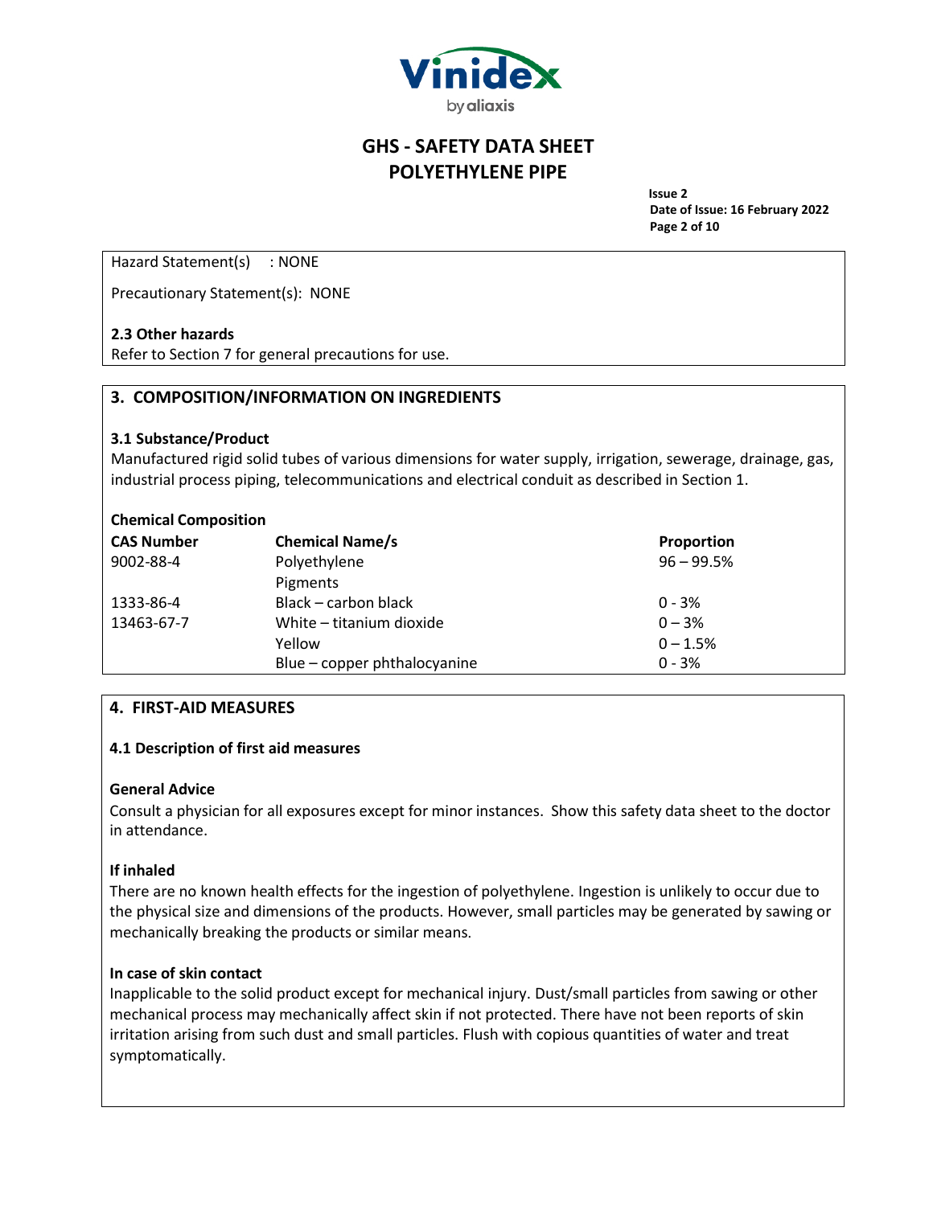Hazard Statement(s) : NONE

Precautionary Statement(s): NONE

**2.3 Other hazards**
Refer to Section 7 for general precautions for use.

## 3. COMPOSITION/INFORMATION ON INGREDIENTS

**3.1 Substance/Product**
Manufactured rigid solid tubes of various dimensions for water supply, irrigation, sewerage, drainage, gas, industrial process piping, telecommunications and electrical conduit as described in Section 1.

**Chemical Composition**

| CAS Number | Chemical Name/s | Proportion |
|---|---|---|
| 9002-88-4 | Polyethylene | 96 – 99.5% |
| | Pigments | |
| 1333-86-4 | Black – carbon black | 0 - 3% |
| 13463-67-7 | White – titanium dioxide | 0 – 3% |
| | Yellow | 0 – 1.5% |
| | Blue – copper phthalocyanine | 0 - 3% |

## 4. FIRST-AID MEASURES

**4.1 Description of first aid measures**

**General Advice**
Consult a physician for all exposures except for minor instances. Show this safety data sheet to the doctor in attendance.

**If inhaled**
There are no known health effects for the ingestion of polyethylene. Ingestion is unlikely to occur due to the physical size and dimensions of the products. However, small particles may be generated by sawing or mechanically breaking the products or similar means.

**In case of skin contact**
Inapplicable to the solid product except for mechanical injury. Dust/small particles from sawing or other mechanical process may mechanically affect skin if not protected. There have not been reports of skin irritation arising from such dust and small particles. Flush with copious quantities of water and treat symptomatically.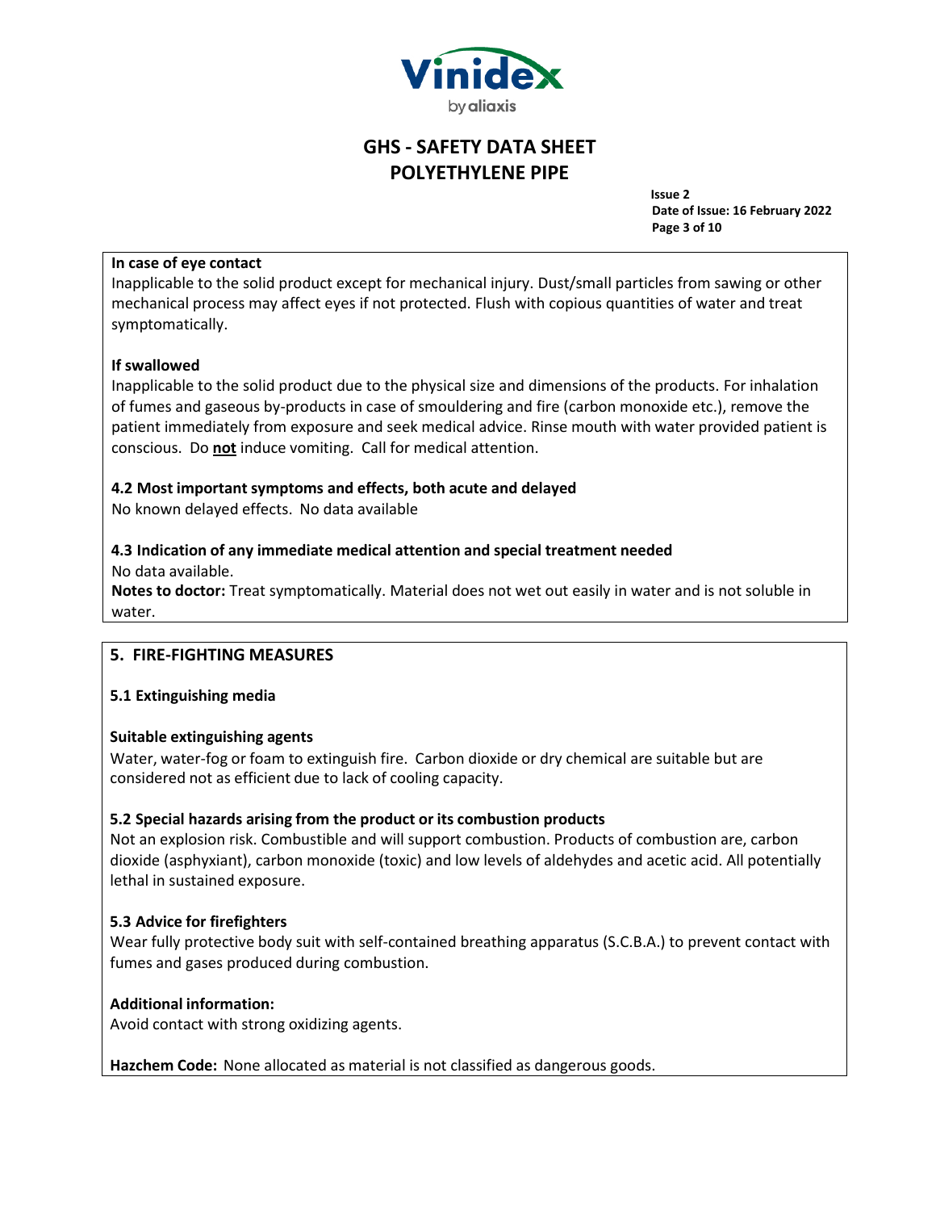**In case of eye contact**

Inapplicable to the solid product except for mechanical injury. Dust/small particles from sawing or other mechanical process may affect eyes if not protected. Flush with copious quantities of water and treat symptomatically.

**If swallowed**

Inapplicable to the solid product due to the physical size and dimensions of the products. For inhalation of fumes and gaseous by-products in case of smouldering and fire (carbon monoxide etc.), remove the patient immediately from exposure and seek medical advice. Rinse mouth with water provided patient is conscious. Do **not** induce vomiting. Call for medical attention.

**4.2 Most important symptoms and effects, both acute and delayed**

No known delayed effects. No data available

**4.3 Indication of any immediate medical attention and special treatment needed**

No data available.

**Notes to doctor:** Treat symptomatically. Material does not wet out easily in water and is not soluble in water.

## 5. FIRE-FIGHTING MEASURES

**5.1 Extinguishing media**

**Suitable extinguishing agents**

Water, water-fog or foam to extinguish fire. Carbon dioxide or dry chemical are suitable but are considered not as efficient due to lack of cooling capacity.

**5.2 Special hazards arising from the product or its combustion products**

Not an explosion risk. Combustible and will support combustion. Products of combustion are, carbon dioxide (asphyxiant), carbon monoxide (toxic) and low levels of aldehydes and acetic acid. All potentially lethal in sustained exposure.

**5.3 Advice for firefighters**

Wear fully protective body suit with self-contained breathing apparatus (S.C.B.A.) to prevent contact with fumes and gases produced during combustion.

**Additional information:**

Avoid contact with strong oxidizing agents.

**Hazchem Code:** None allocated as material is not classified as dangerous goods.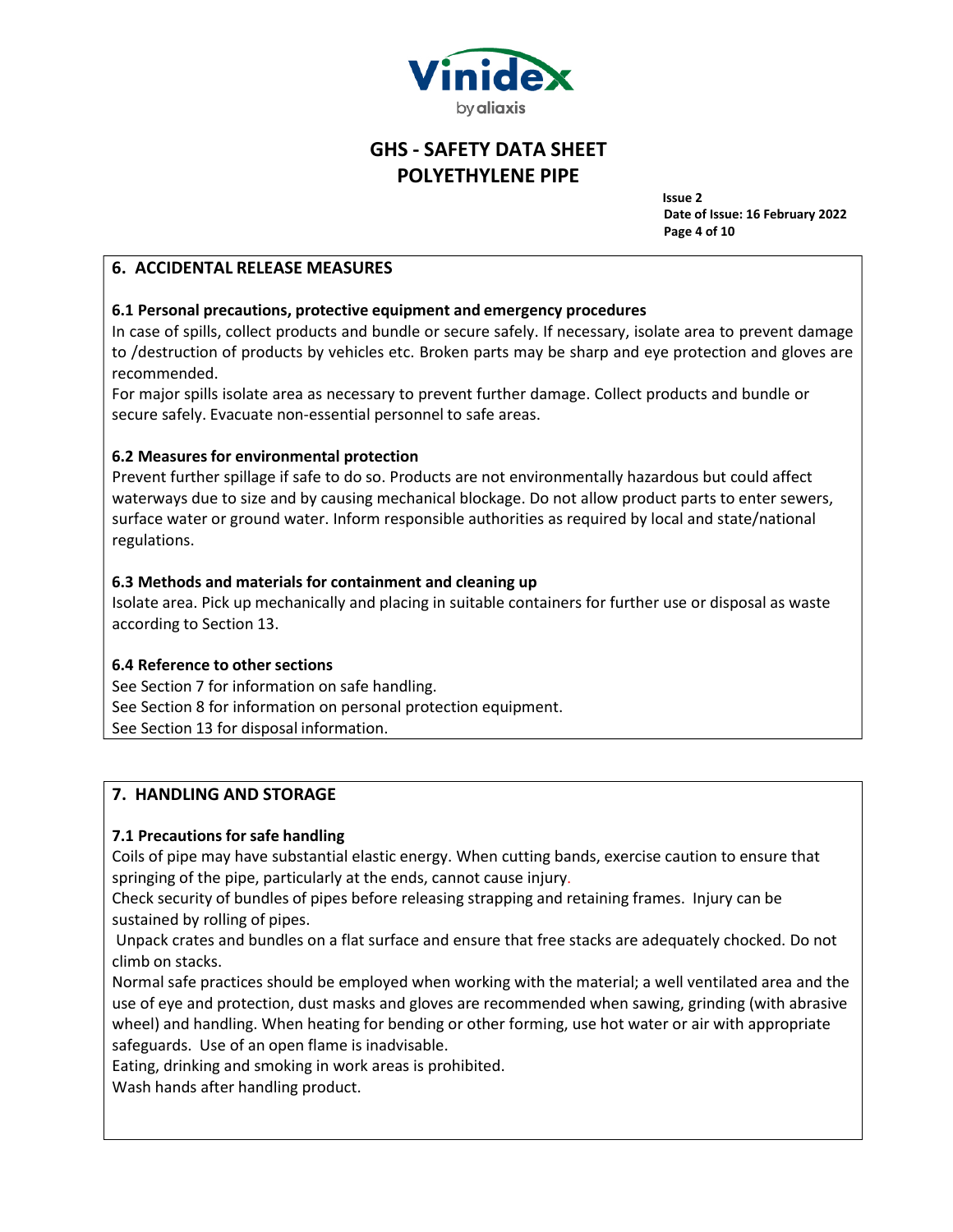## 6. ACCIDENTAL RELEASE MEASURES

### 6.1 Personal precautions, protective equipment and emergency procedures

In case of spills, collect products and bundle or secure safely. If necessary, isolate area to prevent damage to /destruction of products by vehicles etc. Broken parts may be sharp and eye protection and gloves are recommended.

For major spills isolate area as necessary to prevent further damage. Collect products and bundle or secure safely. Evacuate non-essential personnel to safe areas.

### 6.2 Measures for environmental protection

Prevent further spillage if safe to do so. Products are not environmentally hazardous but could affect waterways due to size and by causing mechanical blockage. Do not allow product parts to enter sewers, surface water or ground water. Inform responsible authorities as required by local and state/national regulations.

### 6.3 Methods and materials for containment and cleaning up

Isolate area. Pick up mechanically and placing in suitable containers for further use or disposal as waste according to Section 13.

### 6.4 Reference to other sections

See Section 7 for information on safe handling.
See Section 8 for information on personal protection equipment.
See Section 13 for disposal information.

## 7. HANDLING AND STORAGE

### 7.1 Precautions for safe handling

Coils of pipe may have substantial elastic energy. When cutting bands, exercise caution to ensure that springing of the pipe, particularly at the ends, cannot cause injury.

Check security of bundles of pipes before releasing strapping and retaining frames. Injury can be sustained by rolling of pipes.

Unpack crates and bundles on a flat surface and ensure that free stacks are adequately chocked. Do not climb on stacks.

Normal safe practices should be employed when working with the material; a well ventilated area and the use of eye and protection, dust masks and gloves are recommended when sawing, grinding (with abrasive wheel) and handling. When heating for bending or other forming, use hot water or air with appropriate safeguards. Use of an open flame is inadvisable.

Eating, drinking and smoking in work areas is prohibited.

Wash hands after handling product.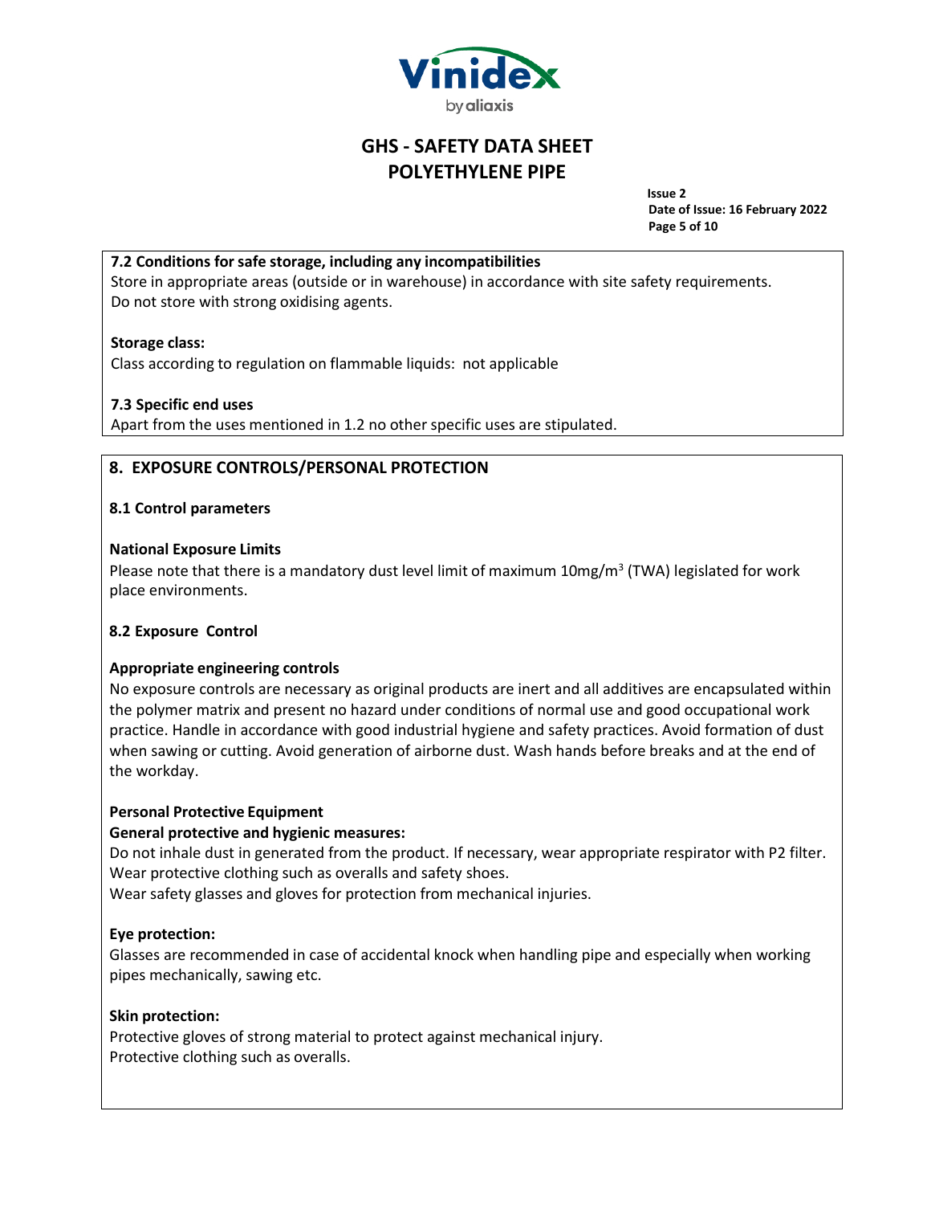### 7.2 Conditions for safe storage, including any incompatibilities

Store in appropriate areas (outside or in warehouse) in accordance with site safety requirements.
Do not store with strong oxidising agents.

**Storage class:**

Class according to regulation on flammable liquids: not applicable

### 7.3 Specific end uses

Apart from the uses mentioned in 1.2 no other specific uses are stipulated.

## 8. EXPOSURE CONTROLS/PERSONAL PROTECTION

### 8.1 Control parameters

**National Exposure Limits**

Please note that there is a mandatory dust level limit of maximum 10mg/$m^3$ (TWA) legislated for work place environments.

### 8.2 Exposure Control

**Appropriate engineering controls**

No exposure controls are necessary as original products are inert and all additives are encapsulated within the polymer matrix and present no hazard under conditions of normal use and good occupational work practice. Handle in accordance with good industrial hygiene and safety practices. Avoid formation of dust when sawing or cutting. Avoid generation of airborne dust. Wash hands before breaks and at the end of the workday.

**Personal Protective Equipment**

**General protective and hygienic measures:**

Do not inhale dust in generated from the product. If necessary, wear appropriate respirator with P2 filter.
Wear protective clothing such as overalls and safety shoes.
Wear safety glasses and gloves for protection from mechanical injuries.

**Eye protection:**

Glasses are recommended in case of accidental knock when handling pipe and especially when working pipes mechanically, sawing etc.

**Skin protection:**

Protective gloves of strong material to protect against mechanical injury.
Protective clothing such as overalls.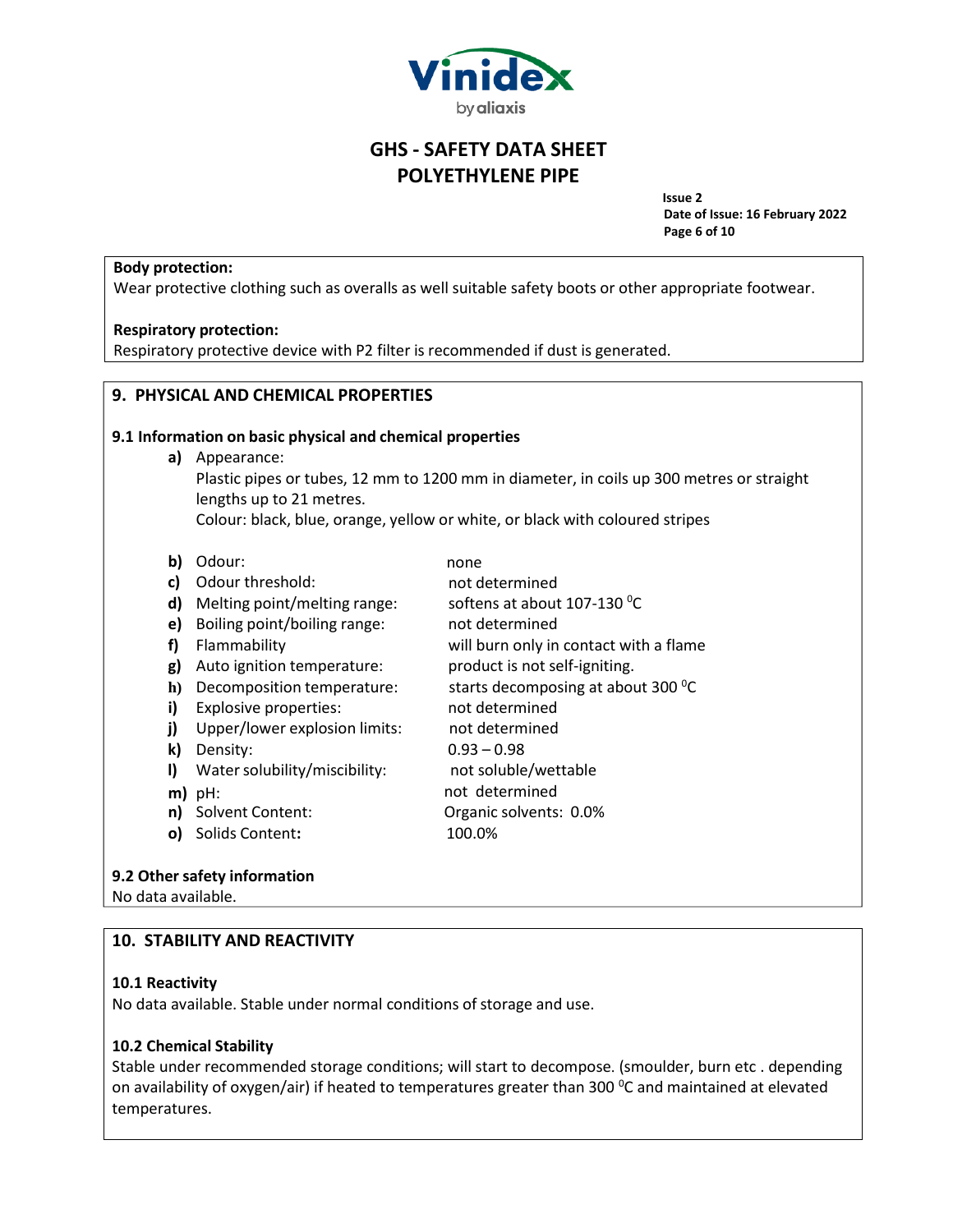**Body protection:**
Wear protective clothing such as overalls as well suitable safety boots or other appropriate footwear.

**Respiratory protection:**
Respiratory protective device with P2 filter is recommended if dust is generated.

## 9. PHYSICAL AND CHEMICAL PROPERTIES

### 9.1 Information on basic physical and chemical properties

**a)** Appearance:
Plastic pipes or tubes, 12 mm to 1200 mm in diameter, in coils up 300 metres or straight lengths up to 21 metres.
Colour: black, blue, orange, yellow or white, or black with coloured stripes

| | | |
|---|---|---|
| **b)** | Odour: | none |
| **c)** | Odour threshold: | not determined |
| **d)** | Melting point/melting range: | softens at about 107-130 $^0$C |
| **e)** | Boiling point/boiling range: | not determined |
| **f)** | Flammability | will burn only in contact with a flame |
| **g)** | Auto ignition temperature: | product is not self-igniting. |
| **h)** | Decomposition temperature: | starts decomposing at about 300 $^0$C |
| **i)** | Explosive properties: | not determined |
| **j)** | Upper/lower explosion limits: | not determined |
| **k)** | Density: | 0.93 – 0.98 |
| **l)** | Water solubility/miscibility: | not soluble/wettable |
| **m)** | pH: | not determined |
| **n)** | Solvent Content: | Organic solvents: 0.0% |
| **o)** | Solids Content**:** | 100.0% |

### 9.2 Other safety information

No data available.

## 10. STABILITY AND REACTIVITY

### 10.1 Reactivity

No data available. Stable under normal conditions of storage and use.

### 10.2 Chemical Stability

Stable under recommended storage conditions; will start to decompose. (smoulder, burn etc . depending on availability of oxygen/air) if heated to temperatures greater than 300 $^0$C and maintained at elevated temperatures.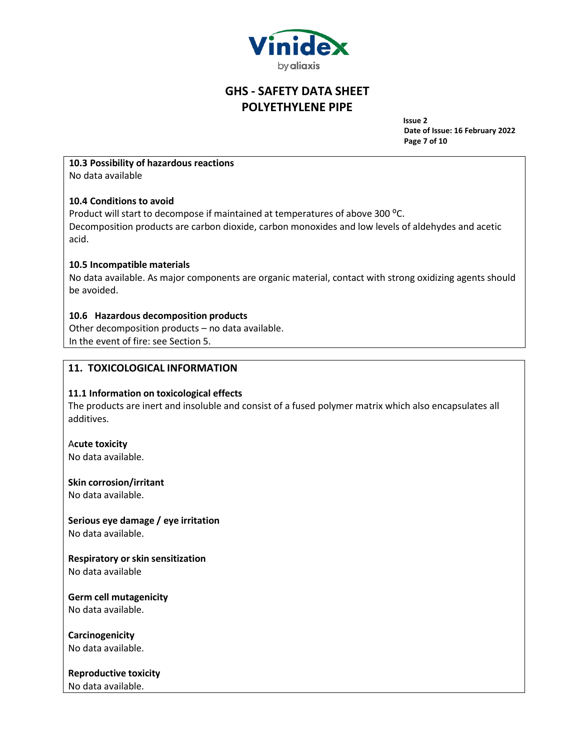### 10.3 Possibility of hazardous reactions

No data available

### 10.4 Conditions to avoid

Product will start to decompose if maintained at temperatures of above 300 $^{0}$C.
Decomposition products are carbon dioxide, carbon monoxides and low levels of aldehydes and acetic acid.

### 10.5 Incompatible materials

No data available. As major components are organic material, contact with strong oxidizing agents should be avoided.

### 10.6 Hazardous decomposition products

Other decomposition products – no data available.
In the event of fire: see Section 5.

## 11. TOXICOLOGICAL INFORMATION

### 11.1 Information on toxicological effects

The products are inert and insoluble and consist of a fused polymer matrix which also encapsulates all additives.

**Acute toxicity**
No data available.

**Skin corrosion/irritant**
No data available.

**Serious eye damage / eye irritation**
No data available.

**Respiratory or skin sensitization**
No data available

**Germ cell mutagenicity**
No data available.

**Carcinogenicity**
No data available.

**Reproductive toxicity**
No data available.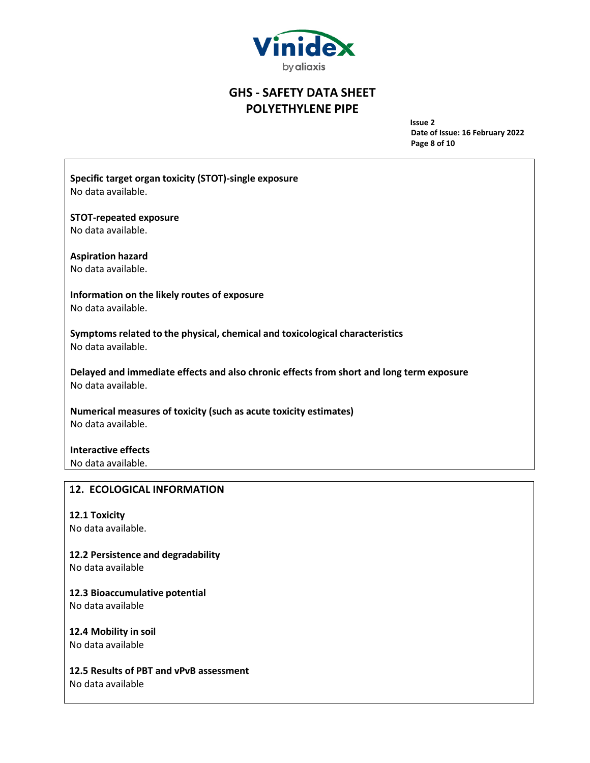**Specific target organ toxicity (STOT)-single exposure**
No data available.

**STOT-repeated exposure**
No data available.

**Aspiration hazard**
No data available.

**Information on the likely routes of exposure**
No data available.

**Symptoms related to the physical, chemical and toxicological characteristics**
No data available.

**Delayed and immediate effects and also chronic effects from short and long term exposure**
No data available.

**Numerical measures of toxicity (such as acute toxicity estimates)**
No data available.

**Interactive effects**
No data available.

## 12. ECOLOGICAL INFORMATION

**12.1 Toxicity**
No data available.

**12.2 Persistence and degradability**
No data available

**12.3 Bioaccumulative potential**
No data available

**12.4 Mobility in soil**
No data available

**12.5 Results of PBT and vPvB assessment**
No data available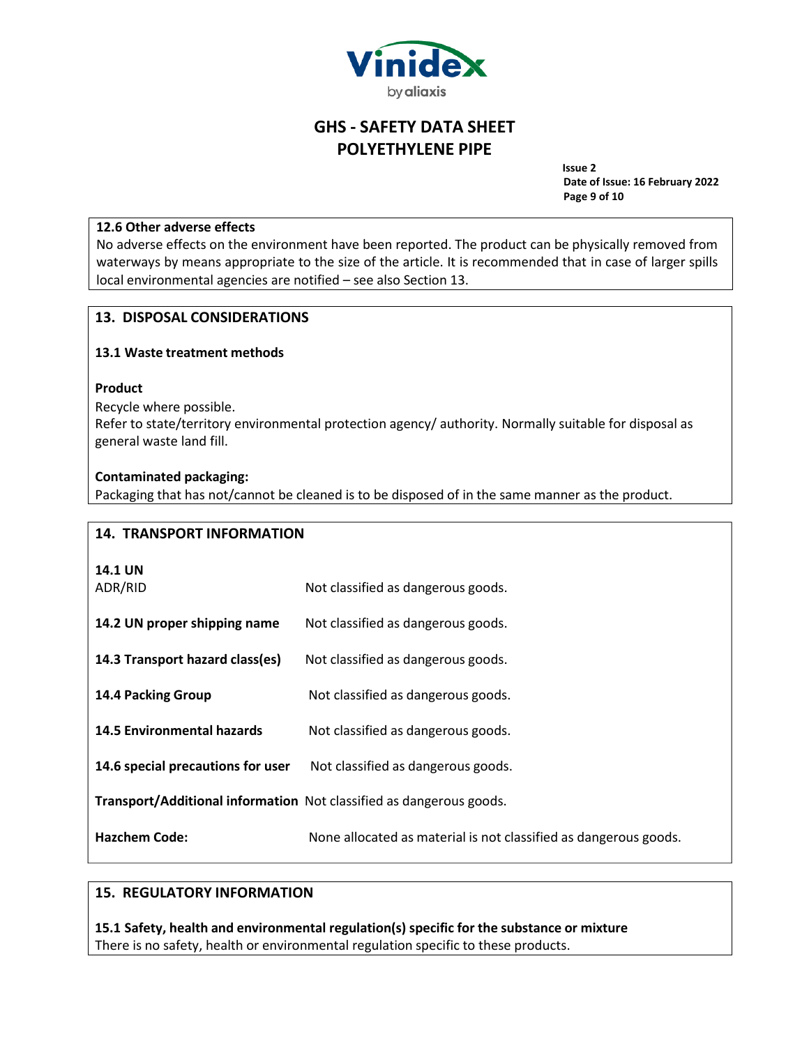### 12.6 Other adverse effects

No adverse effects on the environment have been reported. The product can be physically removed from waterways by means appropriate to the size of the article. It is recommended that in case of larger spills local environmental agencies are notified – see also Section 13.

## 13. DISPOSAL CONSIDERATIONS

### 13.1 Waste treatment methods

**Product**

Recycle where possible.
Refer to state/territory environmental protection agency/ authority. Normally suitable for disposal as general waste land fill.

**Contaminated packaging:**

Packaging that has not/cannot be cleaned is to be disposed of in the same manner as the product.

## 14. TRANSPORT INFORMATION

| | |
|---|---|
| **14.1 UN** ADR/RID | Not classified as dangerous goods. |
| **14.2 UN proper shipping name** | Not classified as dangerous goods. |
| **14.3 Transport hazard class(es)** | Not classified as dangerous goods. |
| **14.4 Packing Group** | Not classified as dangerous goods. |
| **14.5 Environmental hazards** | Not classified as dangerous goods. |
| **14.6 special precautions for user** | Not classified as dangerous goods. |
| **Transport/Additional information** | Not classified as dangerous goods. |
| **Hazchem Code:** | None allocated as material is not classified as dangerous goods. |

## 15. REGULATORY INFORMATION

**15.1 Safety, health and environmental regulation(s) specific for the substance or mixture**

There is no safety, health or environmental regulation specific to these products.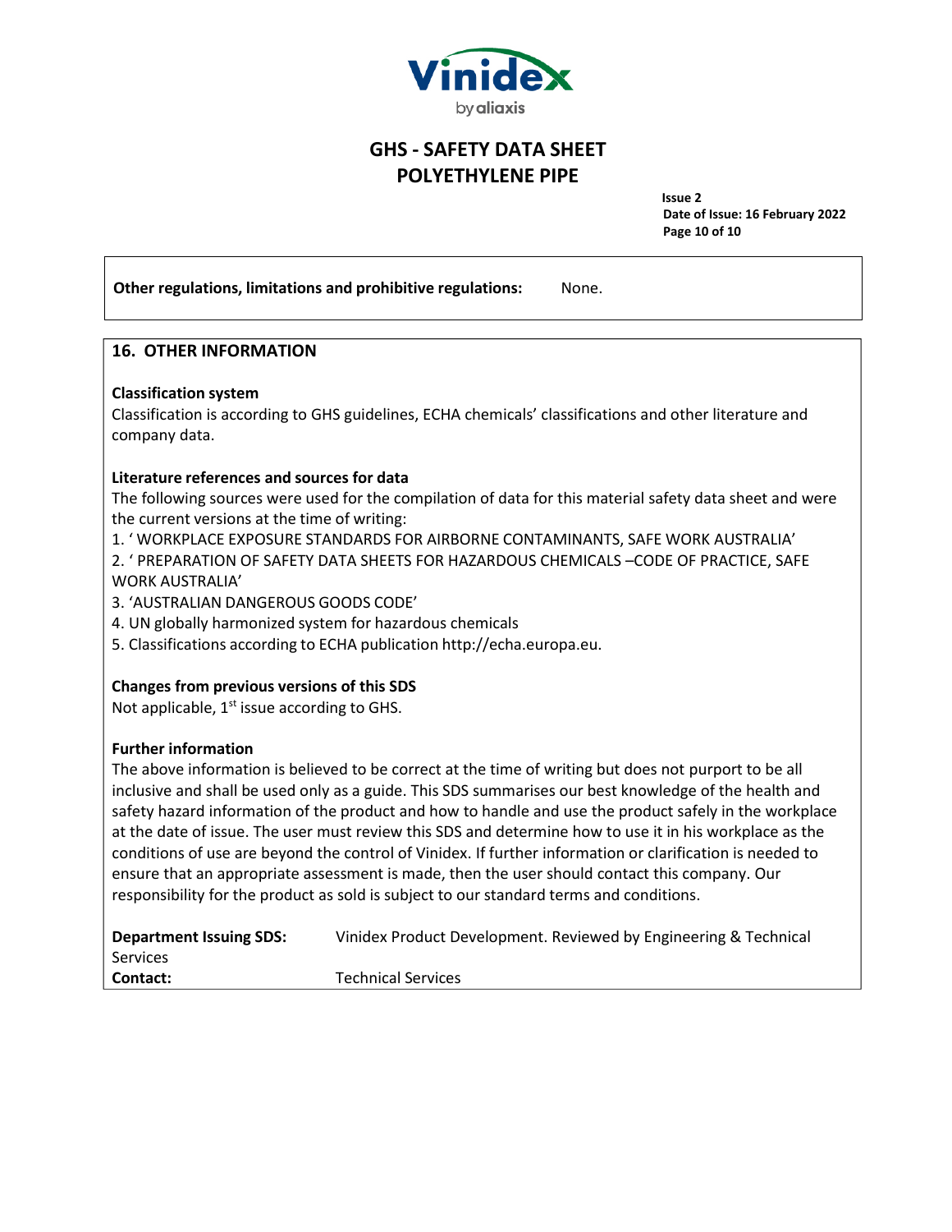**Other regulations, limitations and prohibitive regulations:** None.

## 16. OTHER INFORMATION

**Classification system**

Classification is according to GHS guidelines, ECHA chemicals' classifications and other literature and company data.

**Literature references and sources for data**

The following sources were used for the compilation of data for this material safety data sheet and were the current versions at the time of writing:

1. ' WORKPLACE EXPOSURE STANDARDS FOR AIRBORNE CONTAMINANTS, SAFE WORK AUSTRALIA'
2. ' PREPARATION OF SAFETY DATA SHEETS FOR HAZARDOUS CHEMICALS –CODE OF PRACTICE, SAFE WORK AUSTRALIA'
3. 'AUSTRALIAN DANGEROUS GOODS CODE'
4. UN globally harmonized system for hazardous chemicals
5. Classifications according to ECHA publication http://echa.europa.eu.

**Changes from previous versions of this SDS**

Not applicable, 1st issue according to GHS.

**Further information**

The above information is believed to be correct at the time of writing but does not purport to be all inclusive and shall be used only as a guide. This SDS summarises our best knowledge of the health and safety hazard information of the product and how to handle and use the product safely in the workplace at the date of issue. The user must review this SDS and determine how to use it in his workplace as the conditions of use are beyond the control of Vinidex. If further information or clarification is needed to ensure that an appropriate assessment is made, then the user should contact this company. Our responsibility for the product as sold is subject to our standard terms and conditions.

**Department Issuing SDS:** Vinidex Product Development. Reviewed by Engineering & Technical Services

**Contact:** Technical Services